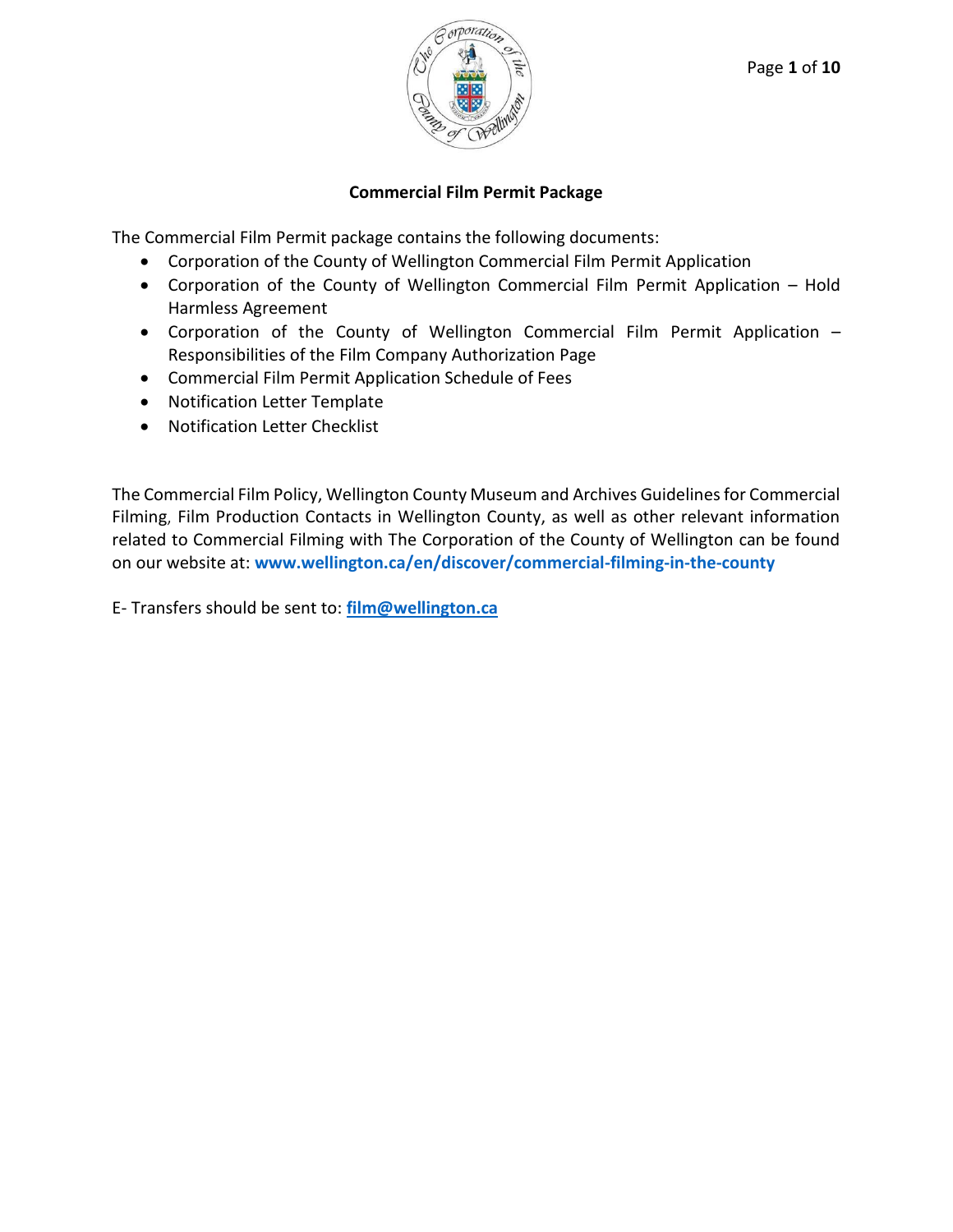# Commercial Film Permit Package

The Commercial Film Permit package contains the following documents:

- Corporation of the County of Wellington Commercial Film Permit Application
- Corporation of the County of Wellington Commercial Film Permit Application – Hold Harmless Agreement
- Corporation of the County of Wellington Commercial Film Permit Application – Responsibilities of the Film Company Authorization Page
- Commercial Film Permit Application Schedule of Fees
- Notification Letter Template
- Notification Letter Checklist

The Commercial Film Policy, Wellington County Museum and Archives Guidelines for Commercial Filming, Film Production Contacts in Wellington County, as well as other relevant information related to Commercial Filming with The Corporation of the County of Wellington can be found on our website at: **www.wellington.ca/en/discover/commercial-filming-in-the-county**

E- Transfers should be sent to: **film@wellington.ca**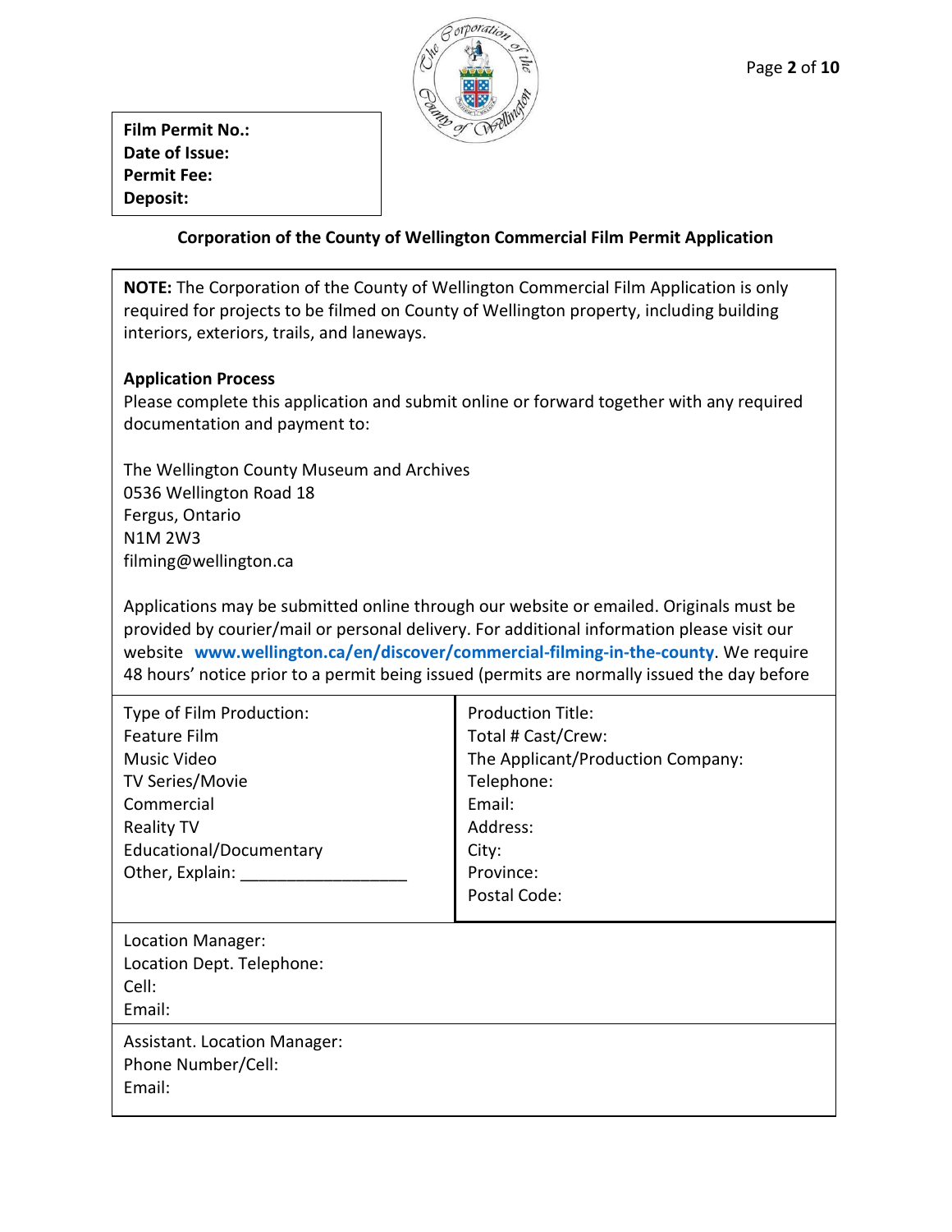**Film Permit No.:**
**Date of Issue:**
**Permit Fee:**
**Deposit:**

## Corporation of the County of Wellington Commercial Film Permit Application

**NOTE:** The Corporation of the County of Wellington Commercial Film Application is only required for projects to be filmed on County of Wellington property, including building interiors, exteriors, trails, and laneways.

**Application Process**

Please complete this application and submit online or forward together with any required documentation and payment to:

The Wellington County Museum and Archives
0536 Wellington Road 18
Fergus, Ontario
N1M 2W3
filming@wellington.ca

Applications may be submitted online through our website or emailed. Originals must be provided by courier/mail or personal delivery. For additional information please visit our website **www.wellington.ca/en/discover/commercial-filming-in-the-county**. We require 48 hours' notice prior to a permit being issued (permits are normally issued the day before

| Type of Film Production: | Production Title: |
|---|---|
| Feature Film | Total # Cast/Crew: |
| Music Video | The Applicant/Production Company: |
| TV Series/Movie | Telephone: |
| Commercial | Email: |
| Reality TV | Address: |
| Educational/Documentary | City: |
| Other, Explain: ________________ | Province: |
| | Postal Code: |

Location Manager:
Location Dept. Telephone:
Cell:
Email:

Assistant. Location Manager:
Phone Number/Cell:
Email: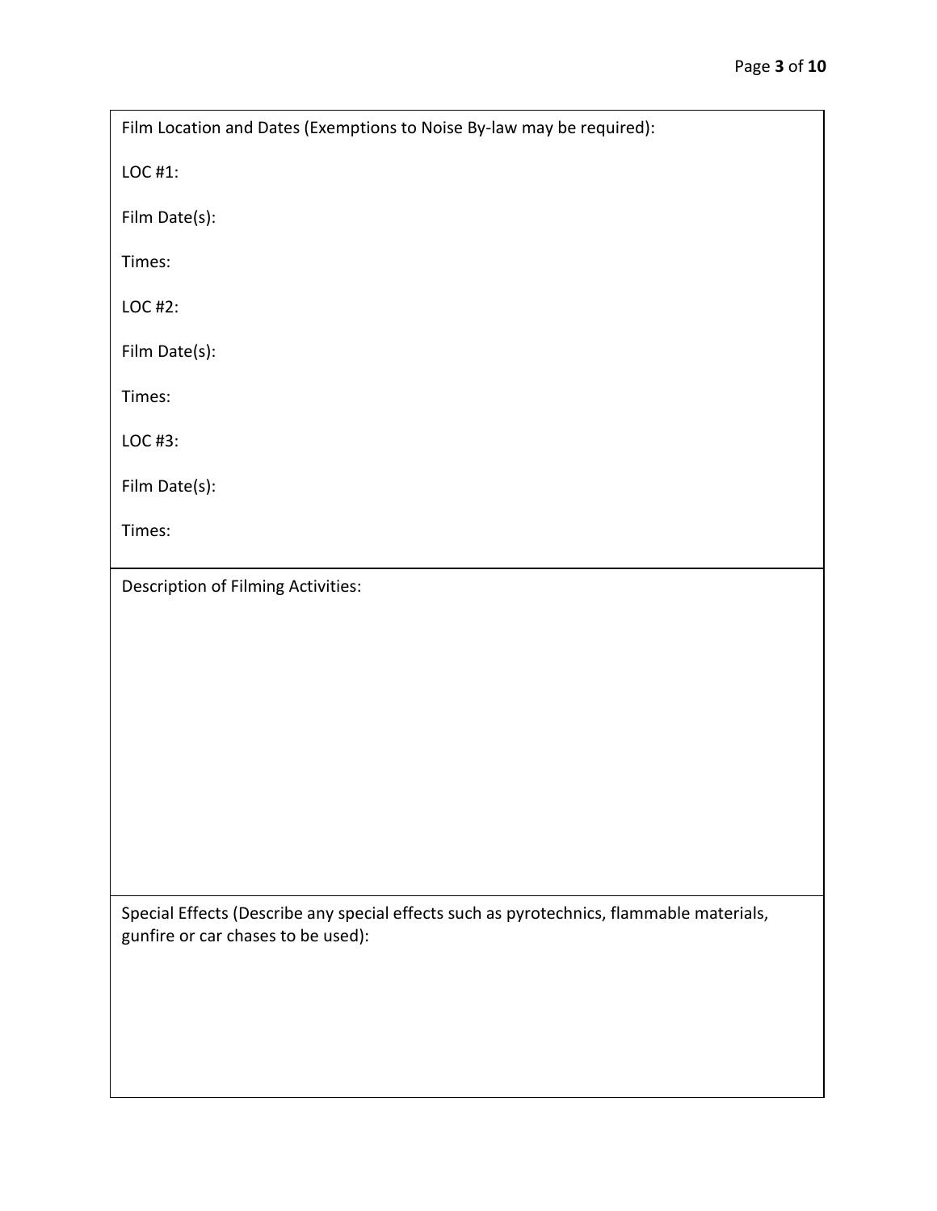Film Location and Dates (Exemptions to Noise By-law may be required):

LOC #1:

Film Date(s):

Times:

LOC #2:

Film Date(s):

Times:

LOC #3:

Film Date(s):

Times:

Description of Filming Activities:

Special Effects (Describe any special effects such as pyrotechnics, flammable materials, gunfire or car chases to be used):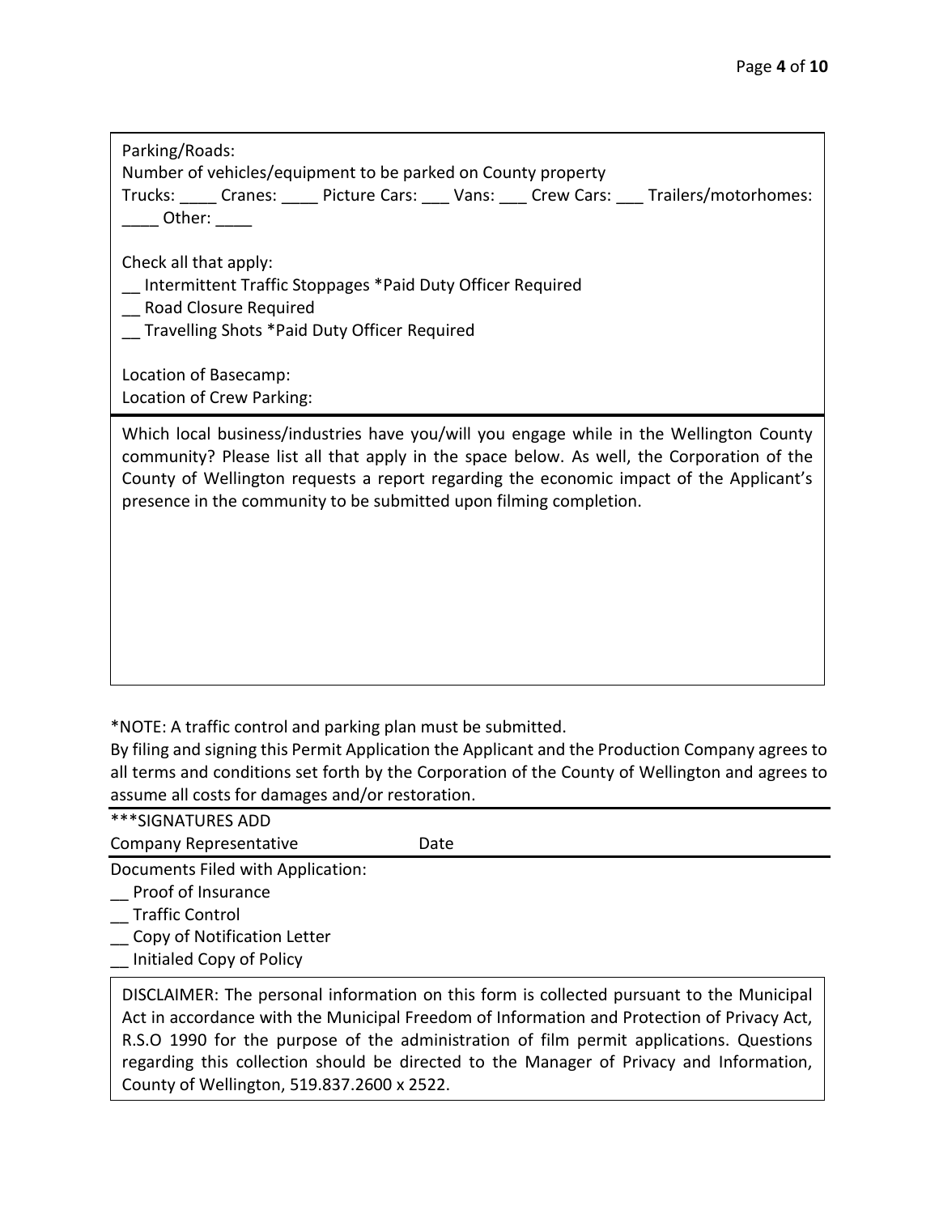Parking/Roads:
Number of vehicles/equipment to be parked on County property
Trucks: ____ Cranes: ____ Picture Cars: ___ Vans: ___ Crew Cars: ___ Trailers/motorhomes: ____ Other: ____

Check all that apply:

__ Intermittent Traffic Stoppages *Paid Duty Officer Required
__ Road Closure Required
__ Travelling Shots *Paid Duty Officer Required

Location of Basecamp:
Location of Crew Parking:

Which local business/industries have you/will you engage while in the Wellington County community? Please list all that apply in the space below. As well, the Corporation of the County of Wellington requests a report regarding the economic impact of the Applicant's presence in the community to be submitted upon filming completion.

*NOTE: A traffic control and parking plan must be submitted.
By filing and signing this Permit Application the Applicant and the Production Company agrees to all terms and conditions set forth by the Corporation of the County of Wellington and agrees to assume all costs for damages and/or restoration.

***SIGNATURES ADD
Company Representative Date

Documents Filed with Application:

__ Proof of Insurance
__ Traffic Control
__ Copy of Notification Letter
__ Initialed Copy of Policy

DISCLAIMER: The personal information on this form is collected pursuant to the Municipal Act in accordance with the Municipal Freedom of Information and Protection of Privacy Act, R.S.O 1990 for the purpose of the administration of film permit applications. Questions regarding this collection should be directed to the Manager of Privacy and Information, County of Wellington, 519.837.2600 x 2522.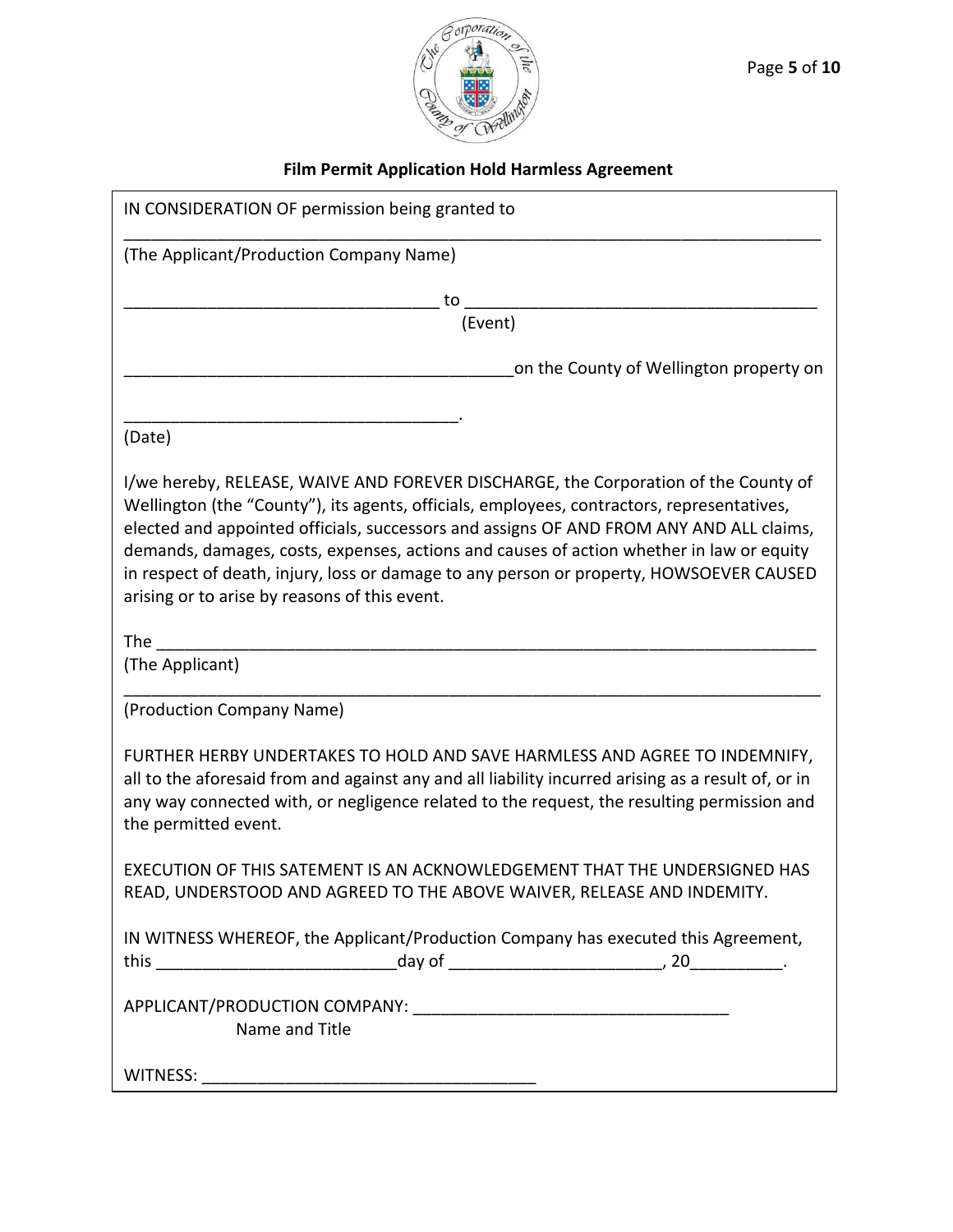**Film Permit Application Hold Harmless Agreement**

IN CONSIDERATION OF permission being granted to

______________________________________________________________________________

(The Applicant/Production Company Name)

__________________________________ to ____________________________________

(Event)

__________________________________________on the County of Wellington property on

____________________________________.

(Date)

I/we hereby, RELEASE, WAIVE AND FOREVER DISCHARGE, the Corporation of the County of Wellington (the "County"), its agents, officials, employees, contractors, representatives, elected and appointed officials, successors and assigns OF AND FROM ANY AND ALL claims, demands, damages, costs, expenses, actions and causes of action whether in law or equity in respect of death, injury, loss or damage to any person or property, HOWSOEVER CAUSED arising or to arise by reasons of this event.

The ________________________________________________________________________

(The Applicant)

______________________________________________________________________________

(Production Company Name)

FURTHER HERBY UNDERTAKES TO HOLD AND SAVE HARMLESS AND AGREE TO INDEMNIFY, all to the aforesaid from and against any and all liability incurred arising as a result of, or in any way connected with, or negligence related to the request, the resulting permission and the permitted event.

EXECUTION OF THIS SATEMENT IS AN ACKNOWLEDGEMENT THAT THE UNDERSIGNED HAS READ, UNDERSTOOD AND AGREED TO THE ABOVE WAIVER, RELEASE AND INDEMITY.

IN WITNESS WHEREOF, the Applicant/Production Company has executed this Agreement, this __________________________day of _______________________, 20__________.

APPLICANT/PRODUCTION COMPANY: __________________________________

Name and Title

WITNESS: ____________________________________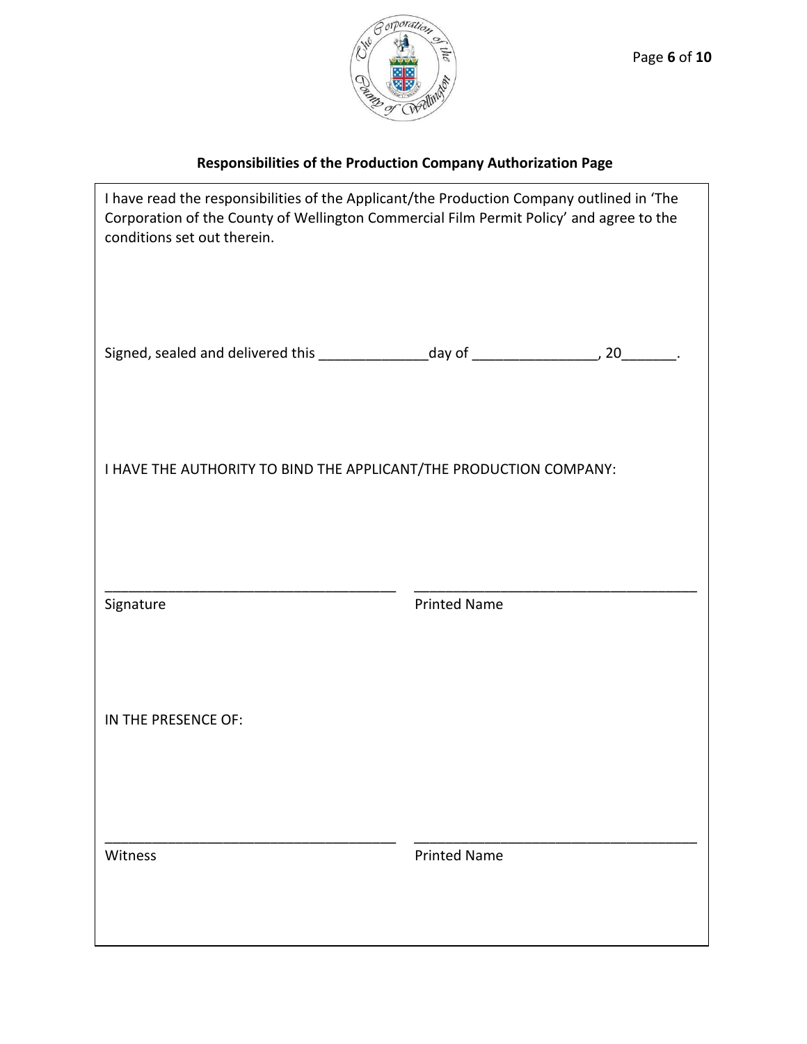## Responsibilities of the Production Company Authorization Page

I have read the responsibilities of the Applicant/the Production Company outlined in 'The Corporation of the County of Wellington Commercial Film Permit Policy' and agree to the conditions set out therein.

Signed, sealed and delivered this ______________day of ________________, 20_______.

I HAVE THE AUTHORITY TO BIND THE APPLICANT/THE PRODUCTION COMPANY:

_____________________________________ _____________________________________

Signature Printed Name

IN THE PRESENCE OF:

_____________________________________ _____________________________________

Witness Printed Name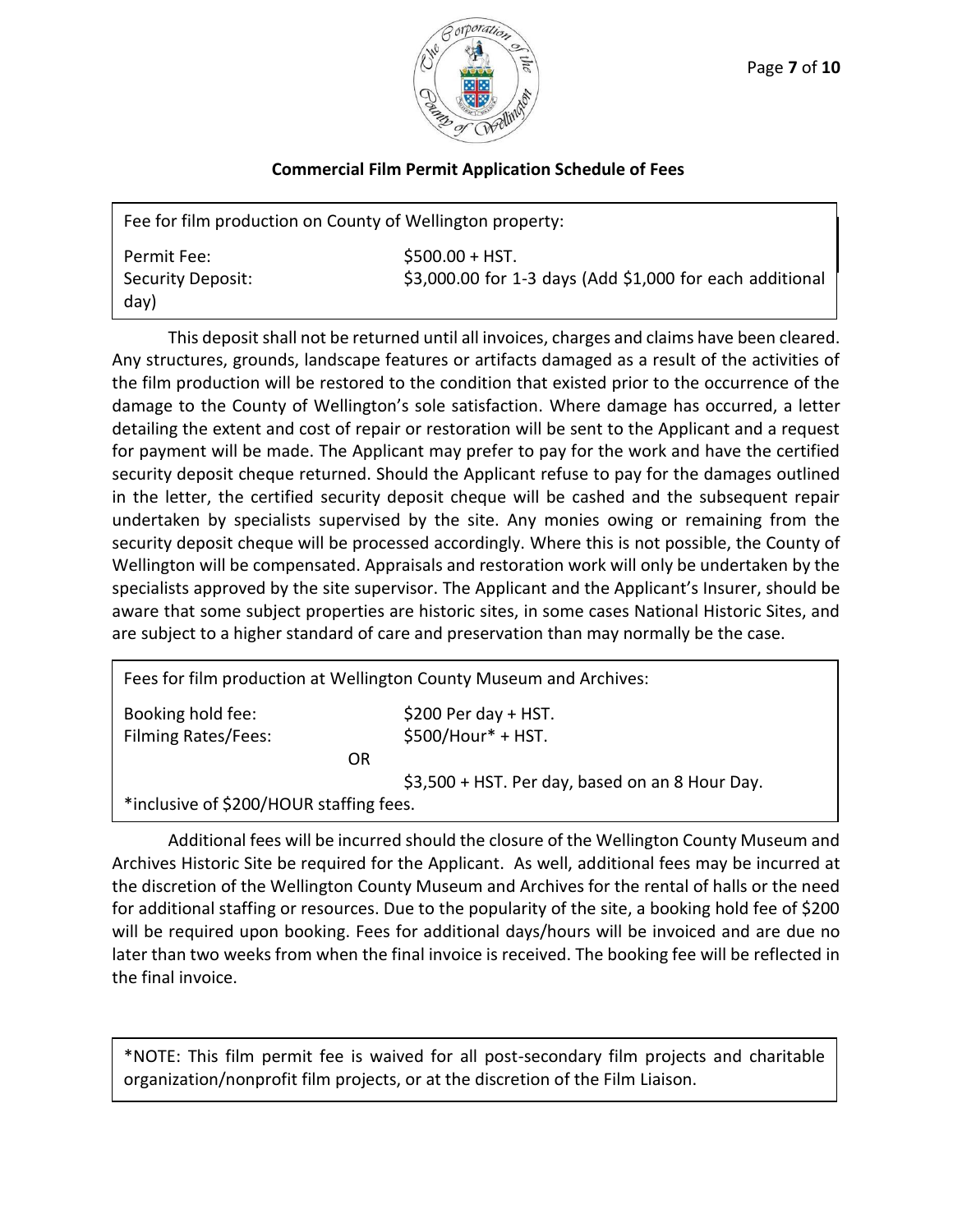**Commercial Film Permit Application Schedule of Fees**

| Fee for film production on County of Wellington property: | |
|---|---|
| Permit Fee: | $500.00 + HST. |
| Security Deposit: | $3,000.00 for 1-3 days (Add $1,000 for each additional day) |

This deposit shall not be returned until all invoices, charges and claims have been cleared. Any structures, grounds, landscape features or artifacts damaged as a result of the activities of the film production will be restored to the condition that existed prior to the occurrence of the damage to the County of Wellington's sole satisfaction. Where damage has occurred, a letter detailing the extent and cost of repair or restoration will be sent to the Applicant and a request for payment will be made. The Applicant may prefer to pay for the work and have the certified security deposit cheque returned. Should the Applicant refuse to pay for the damages outlined in the letter, the certified security deposit cheque will be cashed and the subsequent repair undertaken by specialists supervised by the site. Any monies owing or remaining from the security deposit cheque will be processed accordingly. Where this is not possible, the County of Wellington will be compensated. Appraisals and restoration work will only be undertaken by the specialists approved by the site supervisor. The Applicant and the Applicant's Insurer, should be aware that some subject properties are historic sites, in some cases National Historic Sites, and are subject to a higher standard of care and preservation than may normally be the case.

| Fees for film production at Wellington County Museum and Archives: | |
|---|---|
| Booking hold fee: | $200 Per day + HST. |
| Filming Rates/Fees: | $500/Hour* + HST. |
| OR | |
| | $3,500 + HST. Per day, based on an 8 Hour Day. |
| *inclusive of $200/HOUR staffing fees. | |

Additional fees will be incurred should the closure of the Wellington County Museum and Archives Historic Site be required for the Applicant. As well, additional fees may be incurred at the discretion of the Wellington County Museum and Archives for the rental of halls or the need for additional staffing or resources. Due to the popularity of the site, a booking hold fee of $200 will be required upon booking. Fees for additional days/hours will be invoiced and are due no later than two weeks from when the final invoice is received. The booking fee will be reflected in the final invoice.

*NOTE: This film permit fee is waived for all post-secondary film projects and charitable organization/nonprofit film projects, or at the discretion of the Film Liaison.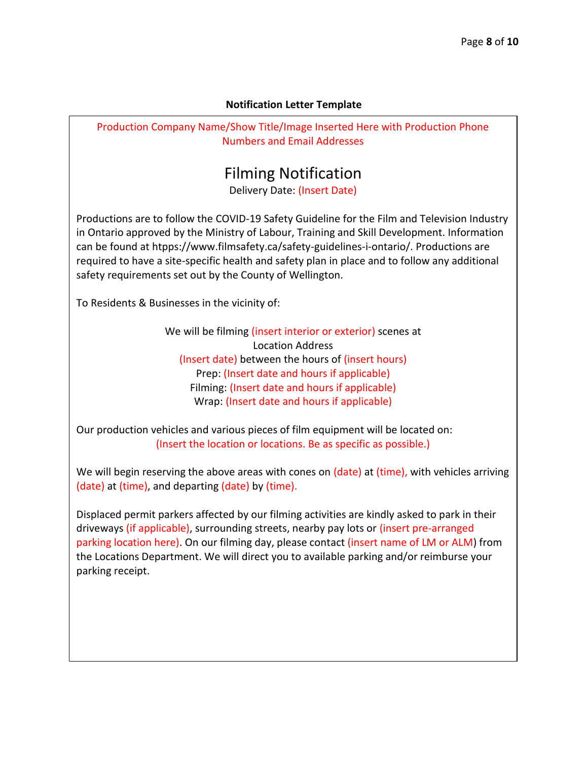**Notification Letter Template**

Production Company Name/Show Title/Image Inserted Here with Production Phone Numbers and Email Addresses

# Filming Notification

Delivery Date: (Insert Date)

Productions are to follow the COVID-19 Safety Guideline for the Film and Television Industry in Ontario approved by the Ministry of Labour, Training and Skill Development. Information can be found at htpps://www.filmsafety.ca/safety-guidelines-i-ontario/. Productions are required to have a site-specific health and safety plan in place and to follow any additional safety requirements set out by the County of Wellington.

To Residents & Businesses in the vicinity of:

We will be filming (insert interior or exterior) scenes at
Location Address
(Insert date) between the hours of (insert hours)
Prep: (Insert date and hours if applicable)
Filming: (Insert date and hours if applicable)
Wrap: (Insert date and hours if applicable)

Our production vehicles and various pieces of film equipment will be located on:
(Insert the location or locations. Be as specific as possible.)

We will begin reserving the above areas with cones on (date) at (time), with vehicles arriving (date) at (time), and departing (date) by (time).

Displaced permit parkers affected by our filming activities are kindly asked to park in their driveways (if applicable), surrounding streets, nearby pay lots or (insert pre-arranged parking location here). On our filming day, please contact (insert name of LM or ALM) from the Locations Department. We will direct you to available parking and/or reimburse your parking receipt.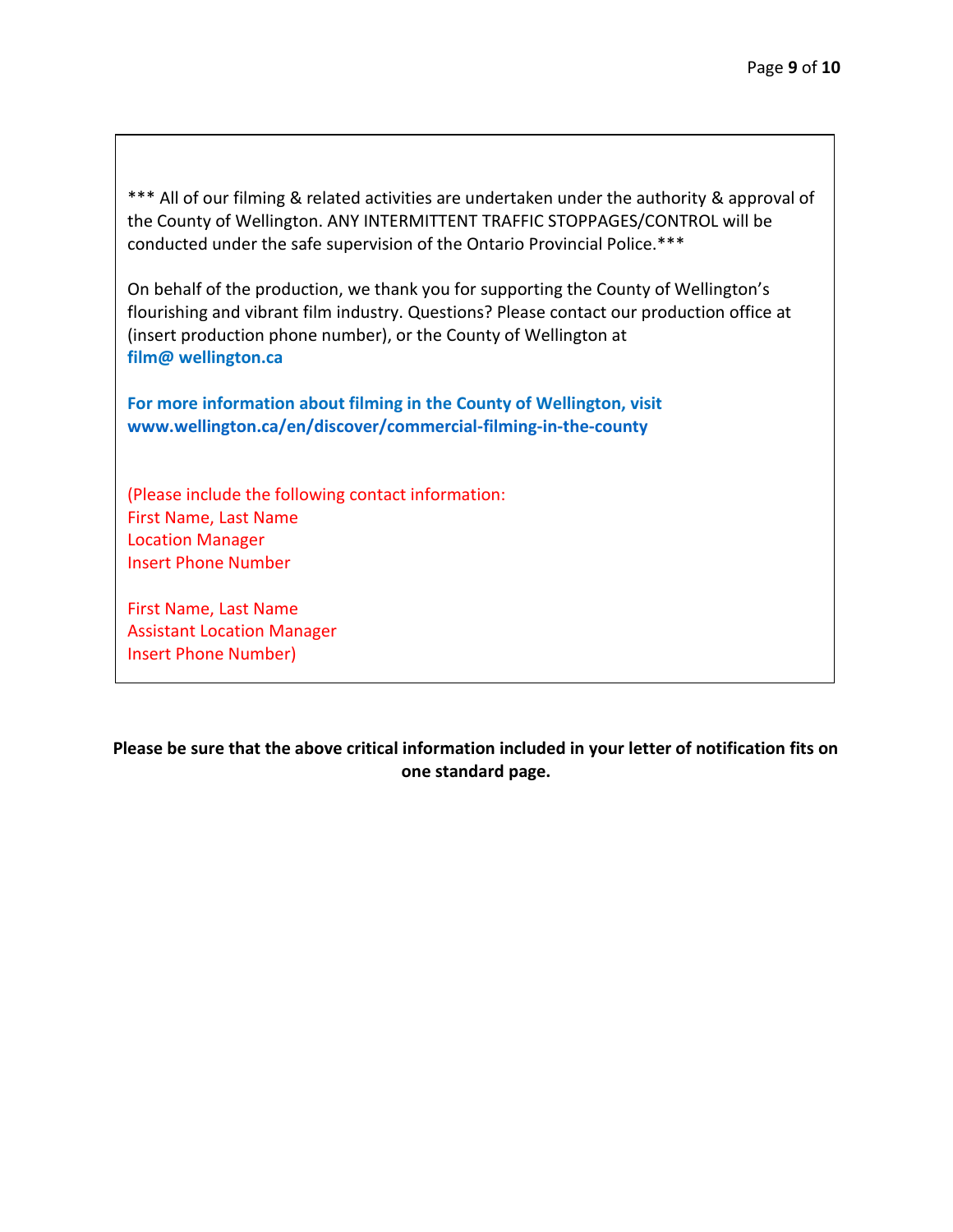*** All of our filming & related activities are undertaken under the authority & approval of the County of Wellington. ANY INTERMITTENT TRAFFIC STOPPAGES/CONTROL will be conducted under the safe supervision of the Ontario Provincial Police.***

On behalf of the production, we thank you for supporting the County of Wellington's flourishing and vibrant film industry. Questions? Please contact our production office at (insert production phone number), or the County of Wellington at
**film@ wellington.ca**

**For more information about filming in the County of Wellington, visit www.wellington.ca/en/discover/commercial-filming-in-the-county**

(Please include the following contact information:
First Name, Last Name
Location Manager
Insert Phone Number

First Name, Last Name
Assistant Location Manager
Insert Phone Number)

**Please be sure that the above critical information included in your letter of notification fits on one standard page.**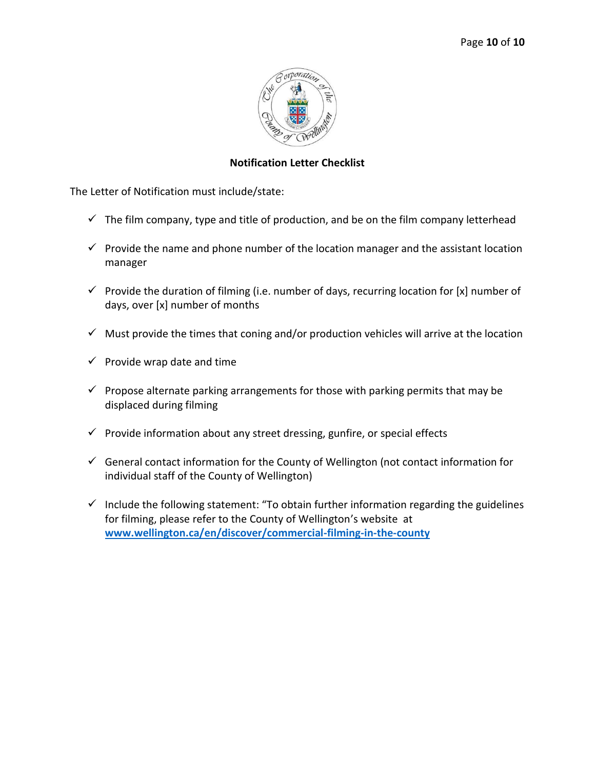## Notification Letter Checklist

The Letter of Notification must include/state:

- ✓ The film company, type and title of production, and be on the film company letterhead
- ✓ Provide the name and phone number of the location manager and the assistant location manager
- ✓ Provide the duration of filming (i.e. number of days, recurring location for [x] number of days, over [x] number of months
- ✓ Must provide the times that coning and/or production vehicles will arrive at the location
- ✓ Provide wrap date and time
- ✓ Propose alternate parking arrangements for those with parking permits that may be displaced during filming
- ✓ Provide information about any street dressing, gunfire, or special effects
- ✓ General contact information for the County of Wellington (not contact information for individual staff of the County of Wellington)
- ✓ Include the following statement: "To obtain further information regarding the guidelines for filming, please refer to the County of Wellington's website at **www.wellington.ca/en/discover/commercial-filming-in-the-county**